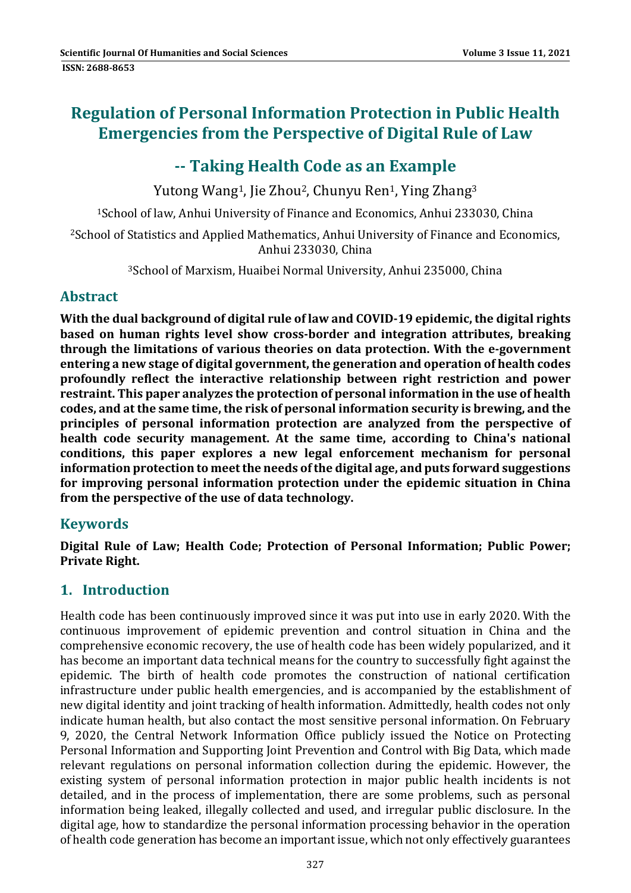# Regulation of Personal Information Protection in Public Health Emergencies from the Perspective of Digital Rule of Law

## -- Taking Health Code as an Example

Yutong Wang[1], Jie Zhou[2], Chunyu Ren[1], Ying Zhang[3]

[1]School of law, Anhui University of Finance and Economics, Anhui 233030, China

[2]School of Statistics and Applied Mathematics, Anhui University of Finance and Economics, Anhui 233030, China

[3]School of Marxism, Huaibei Normal University, Anhui 235000, China

## Abstract

**With the dual background of digital rule of law and COVID-19 epidemic, the digital rights based on human rights level show cross-border and integration attributes, breaking through the limitations of various theories on data protection. With the e-government entering a new stage of digital government, the generation and operation of health codes profoundly reflect the interactive relationship between right restriction and power restraint. This paper analyzes the protection of personal information in the use of health codes, and at the same time, the risk of personal information security is brewing, and the principles of personal information protection are analyzed from the perspective of health code security management. At the same time, according to China's national conditions, this paper explores a new legal enforcement mechanism for personal information protection to meet the needs of the digital age, and puts forward suggestions for improving personal information protection under the epidemic situation in China from the perspective of the use of data technology.**

## Keywords

**Digital Rule of Law; Health Code; Protection of Personal Information; Public Power; Private Right.**

## 1. Introduction

Health code has been continuously improved since it was put into use in early 2020. With the continuous improvement of epidemic prevention and control situation in China and the comprehensive economic recovery, the use of health code has been widely popularized, and it has become an important data technical means for the country to successfully fight against the epidemic. The birth of health code promotes the construction of national certification infrastructure under public health emergencies, and is accompanied by the establishment of new digital identity and joint tracking of health information. Admittedly, health codes not only indicate human health, but also contact the most sensitive personal information. On February 9, 2020, the Central Network Information Office publicly issued the Notice on Protecting Personal Information and Supporting Joint Prevention and Control with Big Data, which made relevant regulations on personal information collection during the epidemic. However, the existing system of personal information protection in major public health incidents is not detailed, and in the process of implementation, there are some problems, such as personal information being leaked, illegally collected and used, and irregular public disclosure. In the digital age, how to standardize the personal information processing behavior in the operation of health code generation has become an important issue, which not only effectively guarantees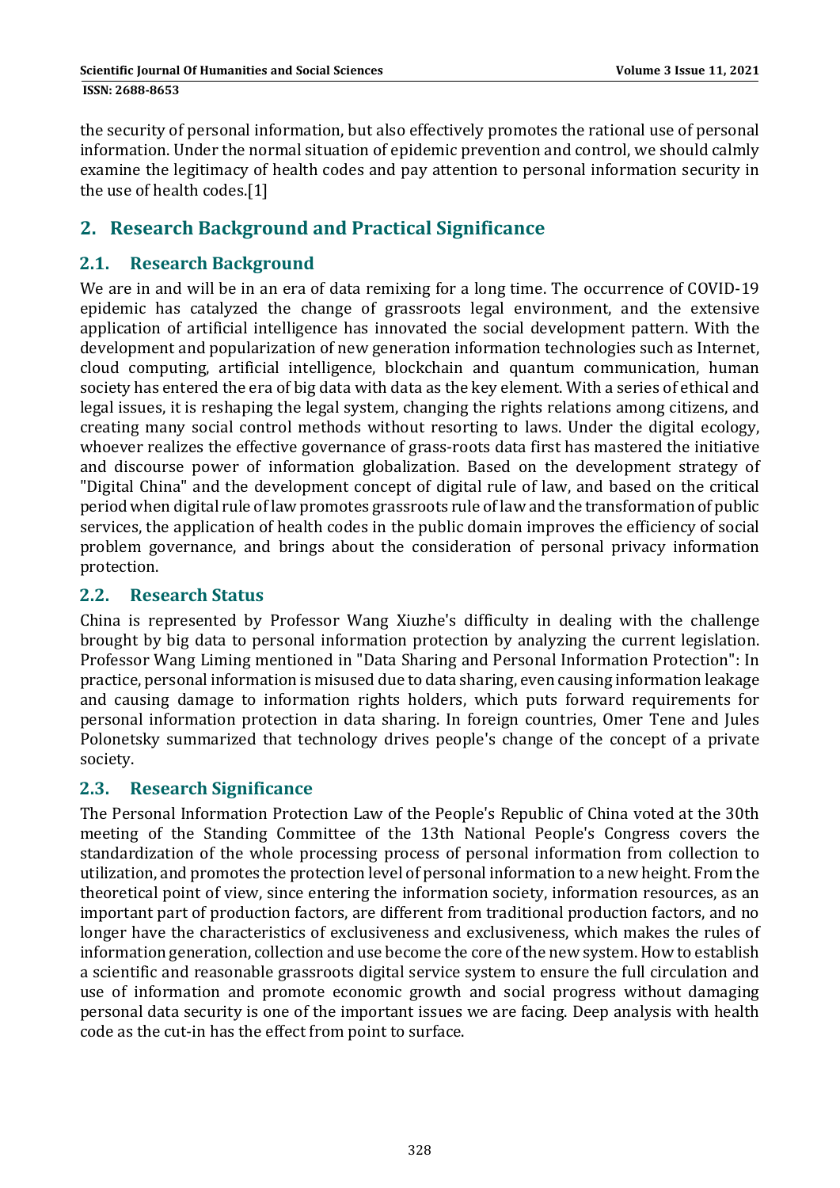the security of personal information, but also effectively promotes the rational use of personal information. Under the normal situation of epidemic prevention and control, we should calmly examine the legitimacy of health codes and pay attention to personal information security in the use of health codes.[1]

## 2. Research Background and Practical Significance

### 2.1. Research Background

We are in and will be in an era of data remixing for a long time. The occurrence of COVID-19 epidemic has catalyzed the change of grassroots legal environment, and the extensive application of artificial intelligence has innovated the social development pattern. With the development and popularization of new generation information technologies such as Internet, cloud computing, artificial intelligence, blockchain and quantum communication, human society has entered the era of big data with data as the key element. With a series of ethical and legal issues, it is reshaping the legal system, changing the rights relations among citizens, and creating many social control methods without resorting to laws. Under the digital ecology, whoever realizes the effective governance of grass-roots data first has mastered the initiative and discourse power of information globalization. Based on the development strategy of "Digital China" and the development concept of digital rule of law, and based on the critical period when digital rule of law promotes grassroots rule of law and the transformation of public services, the application of health codes in the public domain improves the efficiency of social problem governance, and brings about the consideration of personal privacy information protection.

### 2.2. Research Status

China is represented by Professor Wang Xiuzhe's difficulty in dealing with the challenge brought by big data to personal information protection by analyzing the current legislation. Professor Wang Liming mentioned in "Data Sharing and Personal Information Protection": In practice, personal information is misused due to data sharing, even causing information leakage and causing damage to information rights holders, which puts forward requirements for personal information protection in data sharing. In foreign countries, Omer Tene and Jules Polonetsky summarized that technology drives people's change of the concept of a private society.

### 2.3. Research Significance

The Personal Information Protection Law of the People's Republic of China voted at the 30th meeting of the Standing Committee of the 13th National People's Congress covers the standardization of the whole processing process of personal information from collection to utilization, and promotes the protection level of personal information to a new height. From the theoretical point of view, since entering the information society, information resources, as an important part of production factors, are different from traditional production factors, and no longer have the characteristics of exclusiveness and exclusiveness, which makes the rules of information generation, collection and use become the core of the new system. How to establish a scientific and reasonable grassroots digital service system to ensure the full circulation and use of information and promote economic growth and social progress without damaging personal data security is one of the important issues we are facing. Deep analysis with health code as the cut-in has the effect from point to surface.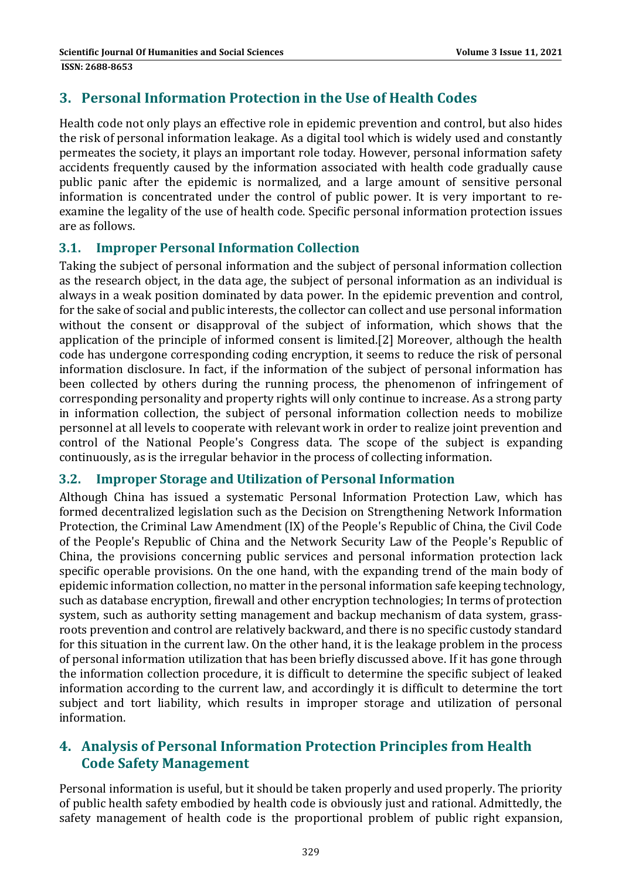## 3. Personal Information Protection in the Use of Health Codes

Health code not only plays an effective role in epidemic prevention and control, but also hides the risk of personal information leakage. As a digital tool which is widely used and constantly permeates the society, it plays an important role today. However, personal information safety accidents frequently caused by the information associated with health code gradually cause public panic after the epidemic is normalized, and a large amount of sensitive personal information is concentrated under the control of public power. It is very important to re-examine the legality of the use of health code. Specific personal information protection issues are as follows.

### 3.1. Improper Personal Information Collection

Taking the subject of personal information and the subject of personal information collection as the research object, in the data age, the subject of personal information as an individual is always in a weak position dominated by data power. In the epidemic prevention and control, for the sake of social and public interests, the collector can collect and use personal information without the consent or disapproval of the subject of information, which shows that the application of the principle of informed consent is limited.[2] Moreover, although the health code has undergone corresponding coding encryption, it seems to reduce the risk of personal information disclosure. In fact, if the information of the subject of personal information has been collected by others during the running process, the phenomenon of infringement of corresponding personality and property rights will only continue to increase. As a strong party in information collection, the subject of personal information collection needs to mobilize personnel at all levels to cooperate with relevant work in order to realize joint prevention and control of the National People's Congress data. The scope of the subject is expanding continuously, as is the irregular behavior in the process of collecting information.

### 3.2. Improper Storage and Utilization of Personal Information

Although China has issued a systematic Personal Information Protection Law, which has formed decentralized legislation such as the Decision on Strengthening Network Information Protection, the Criminal Law Amendment (IX) of the People's Republic of China, the Civil Code of the People's Republic of China and the Network Security Law of the People's Republic of China, the provisions concerning public services and personal information protection lack specific operable provisions. On the one hand, with the expanding trend of the main body of epidemic information collection, no matter in the personal information safe keeping technology, such as database encryption, firewall and other encryption technologies; In terms of protection system, such as authority setting management and backup mechanism of data system, grass-roots prevention and control are relatively backward, and there is no specific custody standard for this situation in the current law. On the other hand, it is the leakage problem in the process of personal information utilization that has been briefly discussed above. If it has gone through the information collection procedure, it is difficult to determine the specific subject of leaked information according to the current law, and accordingly it is difficult to determine the tort subject and tort liability, which results in improper storage and utilization of personal information.

## 4. Analysis of Personal Information Protection Principles from Health Code Safety Management

Personal information is useful, but it should be taken properly and used properly. The priority of public health safety embodied by health code is obviously just and rational. Admittedly, the safety management of health code is the proportional problem of public right expansion,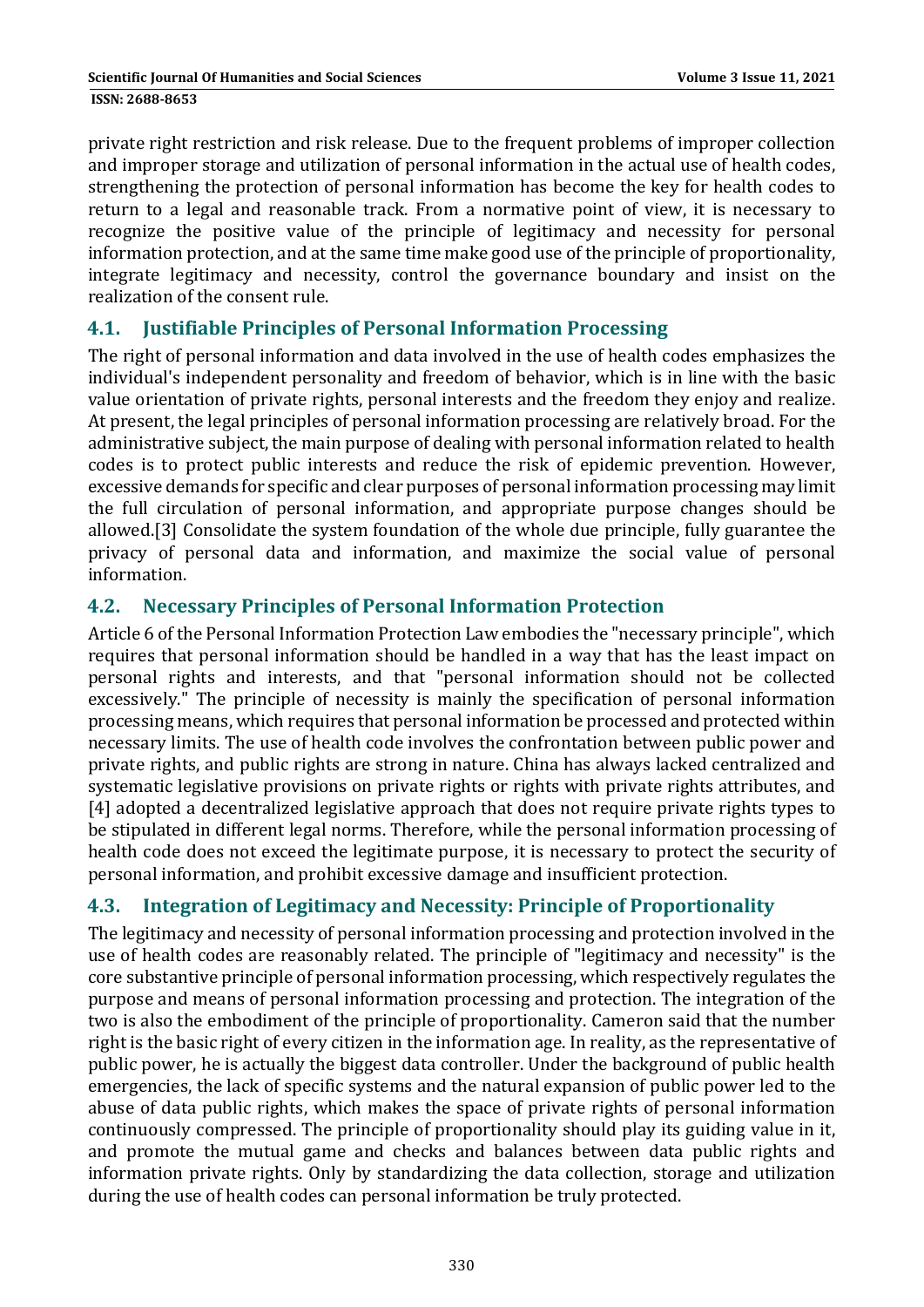private right restriction and risk release. Due to the frequent problems of improper collection and improper storage and utilization of personal information in the actual use of health codes, strengthening the protection of personal information has become the key for health codes to return to a legal and reasonable track. From a normative point of view, it is necessary to recognize the positive value of the principle of legitimacy and necessity for personal information protection, and at the same time make good use of the principle of proportionality, integrate legitimacy and necessity, control the governance boundary and insist on the realization of the consent rule.

## 4.1. Justifiable Principles of Personal Information Processing

The right of personal information and data involved in the use of health codes emphasizes the individual's independent personality and freedom of behavior, which is in line with the basic value orientation of private rights, personal interests and the freedom they enjoy and realize. At present, the legal principles of personal information processing are relatively broad. For the administrative subject, the main purpose of dealing with personal information related to health codes is to protect public interests and reduce the risk of epidemic prevention. However, excessive demands for specific and clear purposes of personal information processing may limit the full circulation of personal information, and appropriate purpose changes should be allowed.[3] Consolidate the system foundation of the whole due principle, fully guarantee the privacy of personal data and information, and maximize the social value of personal information.

## 4.2. Necessary Principles of Personal Information Protection

Article 6 of the Personal Information Protection Law embodies the "necessary principle", which requires that personal information should be handled in a way that has the least impact on personal rights and interests, and that "personal information should not be collected excessively." The principle of necessity is mainly the specification of personal information processing means, which requires that personal information be processed and protected within necessary limits. The use of health code involves the confrontation between public power and private rights, and public rights are strong in nature. China has always lacked centralized and systematic legislative provisions on private rights or rights with private rights attributes, and [4] adopted a decentralized legislative approach that does not require private rights types to be stipulated in different legal norms. Therefore, while the personal information processing of health code does not exceed the legitimate purpose, it is necessary to protect the security of personal information, and prohibit excessive damage and insufficient protection.

## 4.3. Integration of Legitimacy and Necessity: Principle of Proportionality

The legitimacy and necessity of personal information processing and protection involved in the use of health codes are reasonably related. The principle of "legitimacy and necessity" is the core substantive principle of personal information processing, which respectively regulates the purpose and means of personal information processing and protection. The integration of the two is also the embodiment of the principle of proportionality. Cameron said that the number right is the basic right of every citizen in the information age. In reality, as the representative of public power, he is actually the biggest data controller. Under the background of public health emergencies, the lack of specific systems and the natural expansion of public power led to the abuse of data public rights, which makes the space of private rights of personal information continuously compressed. The principle of proportionality should play its guiding value in it, and promote the mutual game and checks and balances between data public rights and information private rights. Only by standardizing the data collection, storage and utilization during the use of health codes can personal information be truly protected.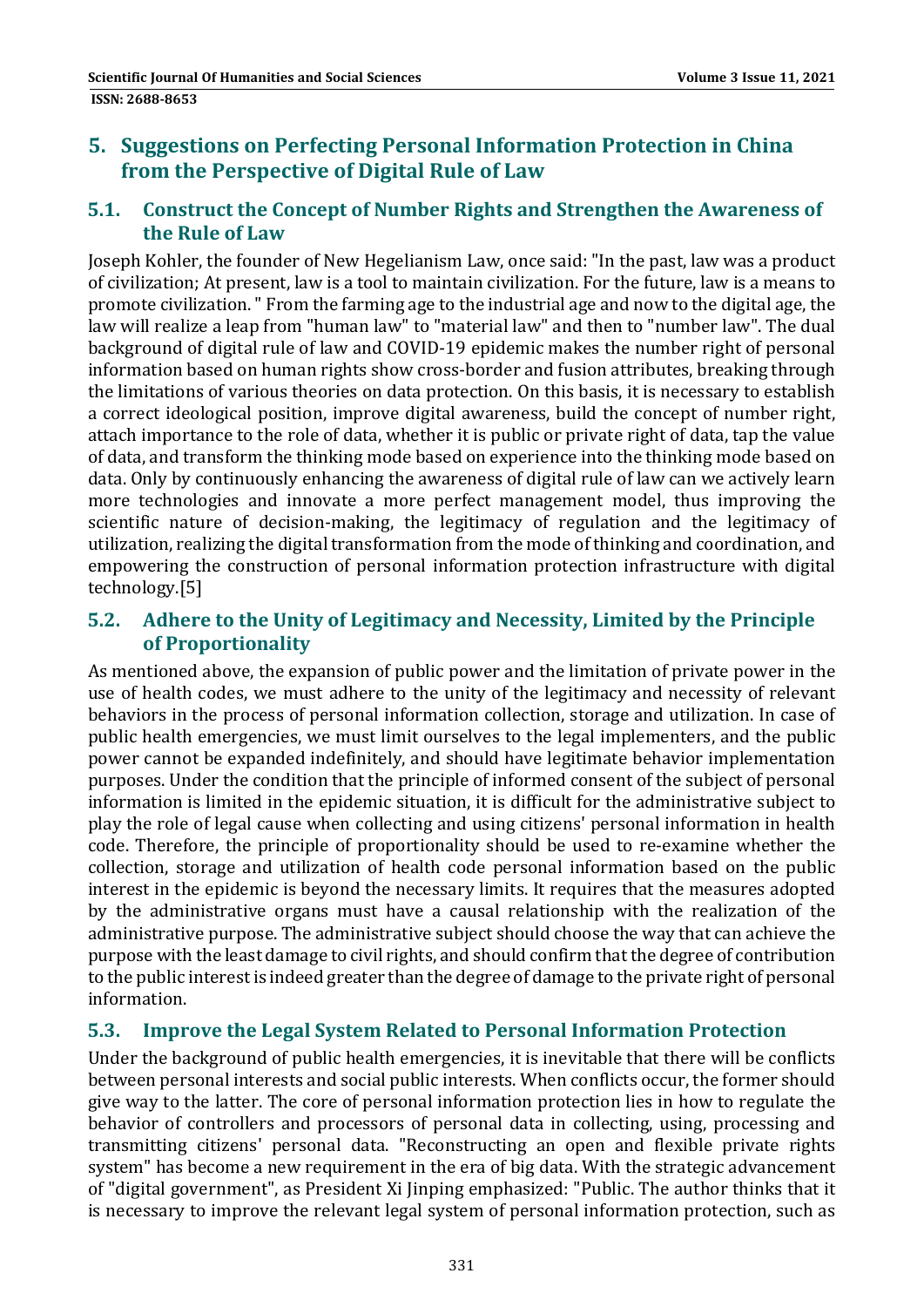## 5. Suggestions on Perfecting Personal Information Protection in China from the Perspective of Digital Rule of Law

### 5.1. Construct the Concept of Number Rights and Strengthen the Awareness of the Rule of Law

Joseph Kohler, the founder of New Hegelianism Law, once said: "In the past, law was a product of civilization; At present, law is a tool to maintain civilization. For the future, law is a means to promote civilization. " From the farming age to the industrial age and now to the digital age, the law will realize a leap from "human law" to "material law" and then to "number law". The dual background of digital rule of law and COVID-19 epidemic makes the number right of personal information based on human rights show cross-border and fusion attributes, breaking through the limitations of various theories on data protection. On this basis, it is necessary to establish a correct ideological position, improve digital awareness, build the concept of number right, attach importance to the role of data, whether it is public or private right of data, tap the value of data, and transform the thinking mode based on experience into the thinking mode based on data. Only by continuously enhancing the awareness of digital rule of law can we actively learn more technologies and innovate a more perfect management model, thus improving the scientific nature of decision-making, the legitimacy of regulation and the legitimacy of utilization, realizing the digital transformation from the mode of thinking and coordination, and empowering the construction of personal information protection infrastructure with digital technology.[5]

### 5.2. Adhere to the Unity of Legitimacy and Necessity, Limited by the Principle of Proportionality

As mentioned above, the expansion of public power and the limitation of private power in the use of health codes, we must adhere to the unity of the legitimacy and necessity of relevant behaviors in the process of personal information collection, storage and utilization. In case of public health emergencies, we must limit ourselves to the legal implementers, and the public power cannot be expanded indefinitely, and should have legitimate behavior implementation purposes. Under the condition that the principle of informed consent of the subject of personal information is limited in the epidemic situation, it is difficult for the administrative subject to play the role of legal cause when collecting and using citizens' personal information in health code. Therefore, the principle of proportionality should be used to re-examine whether the collection, storage and utilization of health code personal information based on the public interest in the epidemic is beyond the necessary limits. It requires that the measures adopted by the administrative organs must have a causal relationship with the realization of the administrative purpose. The administrative subject should choose the way that can achieve the purpose with the least damage to civil rights, and should confirm that the degree of contribution to the public interest is indeed greater than the degree of damage to the private right of personal information.

### 5.3. Improve the Legal System Related to Personal Information Protection

Under the background of public health emergencies, it is inevitable that there will be conflicts between personal interests and social public interests. When conflicts occur, the former should give way to the latter. The core of personal information protection lies in how to regulate the behavior of controllers and processors of personal data in collecting, using, processing and transmitting citizens' personal data. "Reconstructing an open and flexible private rights system" has become a new requirement in the era of big data. With the strategic advancement of "digital government", as President Xi Jinping emphasized: "Public. The author thinks that it is necessary to improve the relevant legal system of personal information protection, such as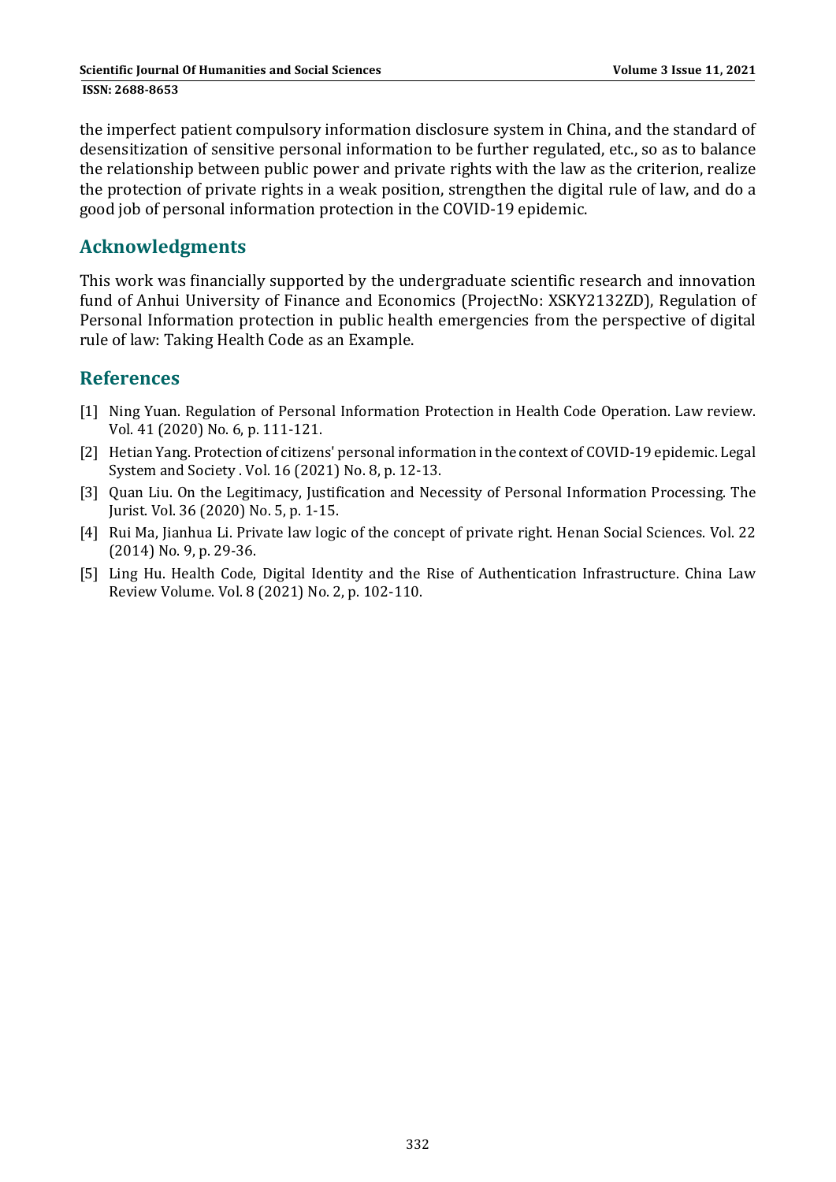the imperfect patient compulsory information disclosure system in China, and the standard of desensitization of sensitive personal information to be further regulated, etc., so as to balance the relationship between public power and private rights with the law as the criterion, realize the protection of private rights in a weak position, strengthen the digital rule of law, and do a good job of personal information protection in the COVID-19 epidemic.

## Acknowledgments

This work was financially supported by the undergraduate scientific research and innovation fund of Anhui University of Finance and Economics (ProjectNo: XSKY2132ZD), Regulation of Personal Information protection in public health emergencies from the perspective of digital rule of law: Taking Health Code as an Example.

## References

[1] Ning Yuan. Regulation of Personal Information Protection in Health Code Operation. Law review. Vol. 41 (2020) No. 6, p. 111-121.

[2] Hetian Yang. Protection of citizens' personal information in the context of COVID-19 epidemic. Legal System and Society . Vol. 16 (2021) No. 8, p. 12-13.

[3] Quan Liu. On the Legitimacy, Justification and Necessity of Personal Information Processing. The Jurist. Vol. 36 (2020) No. 5, p. 1-15.

[4] Rui Ma, Jianhua Li. Private law logic of the concept of private right. Henan Social Sciences. Vol. 22 (2014) No. 9, p. 29-36.

[5] Ling Hu. Health Code, Digital Identity and the Rise of Authentication Infrastructure. China Law Review Volume. Vol. 8 (2021) No. 2, p. 102-110.